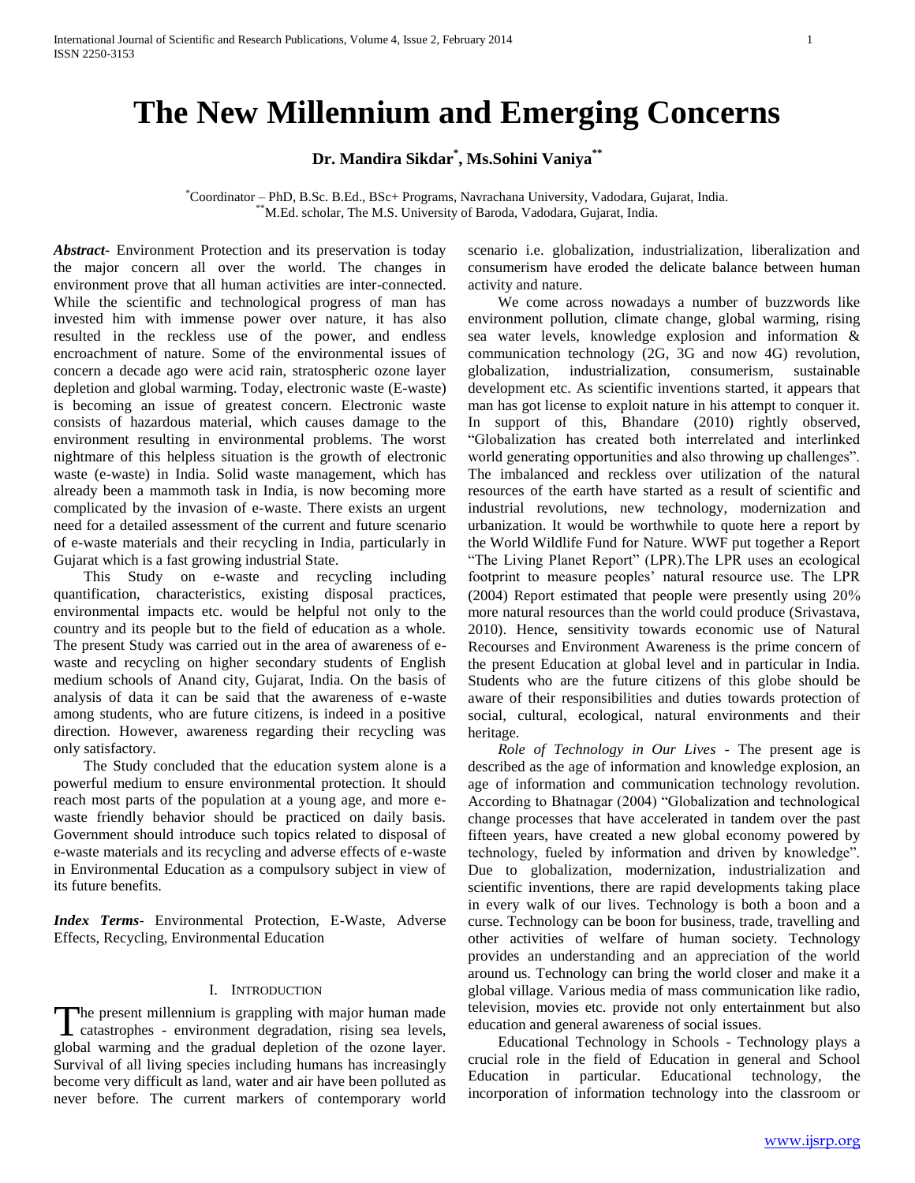# The New Millennium and Emerging Concerns

**Dr. Mandira Sikdar[*], Ms.Sohini Vaniya[**]**

[*]Coordinator – PhD, B.Sc. B.Ed., BSc+ Programs, Navrachana University, Vadodara, Gujarat, India.
[**]M.Ed. scholar, The M.S. University of Baroda, Vadodara, Gujarat, India.

***Abstract***- Environment Protection and its preservation is today the major concern all over the world. The changes in environment prove that all human activities are inter-connected. While the scientific and technological progress of man has invested him with immense power over nature, it has also resulted in the reckless use of the power, and endless encroachment of nature. Some of the environmental issues of concern a decade ago were acid rain, stratospheric ozone layer depletion and global warming. Today, electronic waste (E-waste) is becoming an issue of greatest concern. Electronic waste consists of hazardous material, which causes damage to the environment resulting in environmental problems. The worst nightmare of this helpless situation is the growth of electronic waste (e-waste) in India. Solid waste management, which has already been a mammoth task in India, is now becoming more complicated by the invasion of e-waste. There exists an urgent need for a detailed assessment of the current and future scenario of e-waste materials and their recycling in India, particularly in Gujarat which is a fast growing industrial State.

This Study on e-waste and recycling including quantification, characteristics, existing disposal practices, environmental impacts etc. would be helpful not only to the country and its people but to the field of education as a whole. The present Study was carried out in the area of awareness of e-waste and recycling on higher secondary students of English medium schools of Anand city, Gujarat, India. On the basis of analysis of data it can be said that the awareness of e-waste among students, who are future citizens, is indeed in a positive direction. However, awareness regarding their recycling was only satisfactory.

The Study concluded that the education system alone is a powerful medium to ensure environmental protection. It should reach most parts of the population at a young age, and more e-waste friendly behavior should be practiced on daily basis. Government should introduce such topics related to disposal of e-waste materials and its recycling and adverse effects of e-waste in Environmental Education as a compulsory subject in view of its future benefits.

***Index Terms***- Environmental Protection, E-Waste, Adverse Effects, Recycling, Environmental Education

## I. Introduction

The present millennium is grappling with major human made catastrophes - environment degradation, rising sea levels, global warming and the gradual depletion of the ozone layer. Survival of all living species including humans has increasingly become very difficult as land, water and air have been polluted as never before. The current markers of contemporary world scenario i.e. globalization, industrialization, liberalization and consumerism have eroded the delicate balance between human activity and nature.

We come across nowadays a number of buzzwords like environment pollution, climate change, global warming, rising sea water levels, knowledge explosion and information & communication technology (2G, 3G and now 4G) revolution, globalization, industrialization, consumerism, sustainable development etc. As scientific inventions started, it appears that man has got license to exploit nature in his attempt to conquer it. In support of this, Bhandare (2010) rightly observed, "Globalization has created both interrelated and interlinked world generating opportunities and also throwing up challenges". The imbalanced and reckless over utilization of the natural resources of the earth have started as a result of scientific and industrial revolutions, new technology, modernization and urbanization. It would be worthwhile to quote here a report by the World Wildlife Fund for Nature. WWF put together a Report "The Living Planet Report" (LPR).The LPR uses an ecological footprint to measure peoples' natural resource use. The LPR (2004) Report estimated that people were presently using 20% more natural resources than the world could produce (Srivastava, 2010). Hence, sensitivity towards economic use of Natural Recourses and Environment Awareness is the prime concern of the present Education at global level and in particular in India. Students who are the future citizens of this globe should be aware of their responsibilities and duties towards protection of social, cultural, ecological, natural environments and their heritage.

*Role of Technology in Our Lives* - The present age is described as the age of information and knowledge explosion, an age of information and communication technology revolution. According to Bhatnagar (2004) "Globalization and technological change processes that have accelerated in tandem over the past fifteen years, have created a new global economy powered by technology, fueled by information and driven by knowledge". Due to globalization, modernization, industrialization and scientific inventions, there are rapid developments taking place in every walk of our lives. Technology is both a boon and a curse. Technology can be boon for business, trade, travelling and other activities of welfare of human society. Technology provides an understanding and an appreciation of the world around us. Technology can bring the world closer and make it a global village. Various media of mass communication like radio, television, movies etc. provide not only entertainment but also education and general awareness of social issues.

Educational Technology in Schools - Technology plays a crucial role in the field of Education in general and School Education in particular. Educational technology, the incorporation of information technology into the classroom or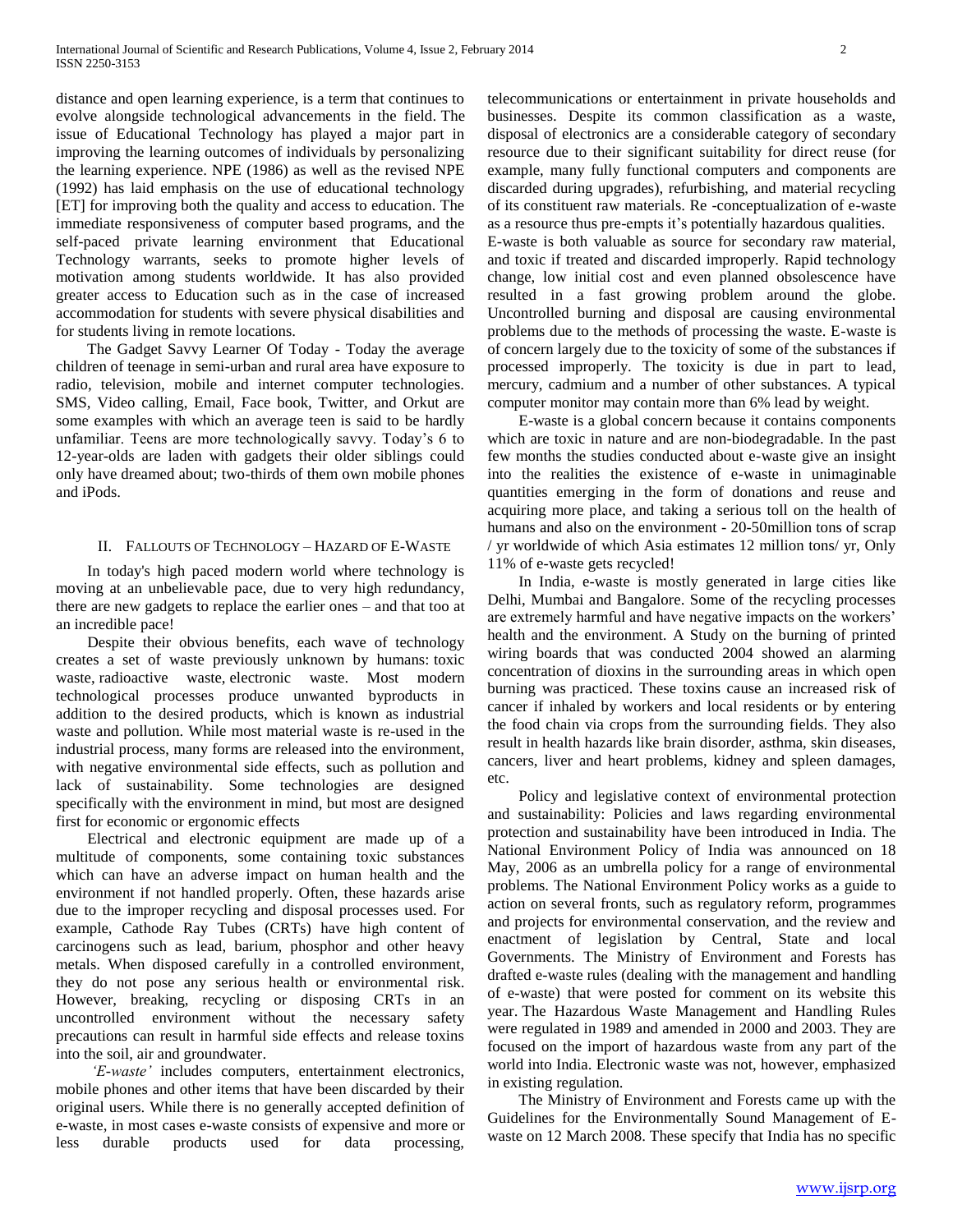distance and open learning experience, is a term that continues to evolve alongside technological advancements in the field. The issue of Educational Technology has played a major part in improving the learning outcomes of individuals by personalizing the learning experience. NPE (1986) as well as the revised NPE (1992) has laid emphasis on the use of educational technology [ET] for improving both the quality and access to education. The immediate responsiveness of computer based programs, and the self-paced private learning environment that Educational Technology warrants, seeks to promote higher levels of motivation among students worldwide. It has also provided greater access to Education such as in the case of increased accommodation for students with severe physical disabilities and for students living in remote locations.

The Gadget Savvy Learner Of Today - Today the average children of teenage in semi-urban and rural area have exposure to radio, television, mobile and internet computer technologies. SMS, Video calling, Email, Face book, Twitter, and Orkut are some examples with which an average teen is said to be hardly unfamiliar. Teens are more technologically savvy. Today's 6 to 12-year-olds are laden with gadgets their older siblings could only have dreamed about; two-thirds of them own mobile phones and iPods.

## II. Fallouts of Technology – Hazard of E-Waste

In today's high paced modern world where technology is moving at an unbelievable pace, due to very high redundancy, there are new gadgets to replace the earlier ones – and that too at an incredible pace!

Despite their obvious benefits, each wave of technology creates a set of waste previously unknown by humans: toxic waste, radioactive waste, electronic waste. Most modern technological processes produce unwanted byproducts in addition to the desired products, which is known as industrial waste and pollution. While most material waste is re-used in the industrial process, many forms are released into the environment, with negative environmental side effects, such as pollution and lack of sustainability. Some technologies are designed specifically with the environment in mind, but most are designed first for economic or ergonomic effects

Electrical and electronic equipment are made up of a multitude of components, some containing toxic substances which can have an adverse impact on human health and the environment if not handled properly. Often, these hazards arise due to the improper recycling and disposal processes used. For example, Cathode Ray Tubes (CRTs) have high content of carcinogens such as lead, barium, phosphor and other heavy metals. When disposed carefully in a controlled environment, they do not pose any serious health or environmental risk. However, breaking, recycling or disposing CRTs in an uncontrolled environment without the necessary safety precautions can result in harmful side effects and release toxins into the soil, air and groundwater.

*'E-waste'* includes computers, entertainment electronics, mobile phones and other items that have been discarded by their original users. While there is no generally accepted definition of e-waste, in most cases e-waste consists of expensive and more or less durable products used for data processing, telecommunications or entertainment in private households and businesses. Despite its common classification as a waste, disposal of electronics are a considerable category of secondary resource due to their significant suitability for direct reuse (for example, many fully functional computers and components are discarded during upgrades), refurbishing, and material recycling of its constituent raw materials. Re -conceptualization of e-waste as a resource thus pre-empts it's potentially hazardous qualities.

E-waste is both valuable as source for secondary raw material, and toxic if treated and discarded improperly. Rapid technology change, low initial cost and even planned obsolescence have resulted in a fast growing problem around the globe. Uncontrolled burning and disposal are causing environmental problems due to the methods of processing the waste. E-waste is of concern largely due to the toxicity of some of the substances if processed improperly. The toxicity is due in part to lead, mercury, cadmium and a number of other substances. A typical computer monitor may contain more than 6% lead by weight.

E-waste is a global concern because it contains components which are toxic in nature and are non-biodegradable. In the past few months the studies conducted about e-waste give an insight into the realities the existence of e-waste in unimaginable quantities emerging in the form of donations and reuse and acquiring more place, and taking a serious toll on the health of humans and also on the environment - 20-50million tons of scrap / yr worldwide of which Asia estimates 12 million tons/ yr, Only 11% of e-waste gets recycled!

In India, e-waste is mostly generated in large cities like Delhi, Mumbai and Bangalore. Some of the recycling processes are extremely harmful and have negative impacts on the workers' health and the environment. A Study on the burning of printed wiring boards that was conducted 2004 showed an alarming concentration of dioxins in the surrounding areas in which open burning was practiced. These toxins cause an increased risk of cancer if inhaled by workers and local residents or by entering the food chain via crops from the surrounding fields. They also result in health hazards like brain disorder, asthma, skin diseases, cancers, liver and heart problems, kidney and spleen damages, etc.

Policy and legislative context of environmental protection and sustainability: Policies and laws regarding environmental protection and sustainability have been introduced in India. The National Environment Policy of India was announced on 18 May, 2006 as an umbrella policy for a range of environmental problems. The National Environment Policy works as a guide to action on several fronts, such as regulatory reform, programmes and projects for environmental conservation, and the review and enactment of legislation by Central, State and local Governments. The Ministry of Environment and Forests has drafted e-waste rules (dealing with the management and handling of e-waste) that were posted for comment on its website this year. The Hazardous Waste Management and Handling Rules were regulated in 1989 and amended in 2000 and 2003. They are focused on the import of hazardous waste from any part of the world into India. Electronic waste was not, however, emphasized in existing regulation.

The Ministry of Environment and Forests came up with the Guidelines for the Environmentally Sound Management of E-waste on 12 March 2008. These specify that India has no specific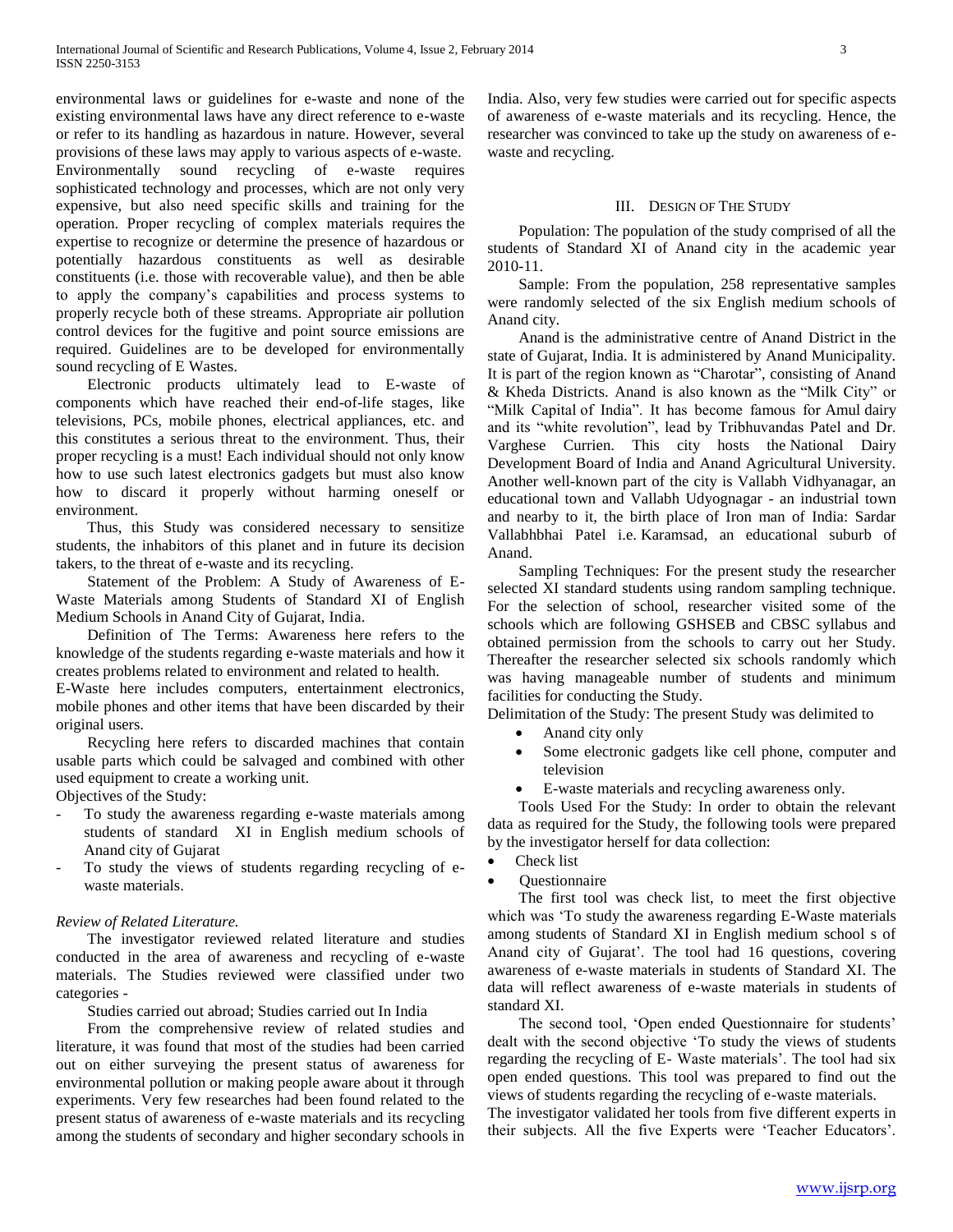environmental laws or guidelines for e-waste and none of the existing environmental laws have any direct reference to e-waste or refer to its handling as hazardous in nature. However, several provisions of these laws may apply to various aspects of e-waste. Environmentally sound recycling of e-waste requires sophisticated technology and processes, which are not only very expensive, but also need specific skills and training for the operation. Proper recycling of complex materials requires the expertise to recognize or determine the presence of hazardous or potentially hazardous constituents as well as desirable constituents (i.e. those with recoverable value), and then be able to apply the company's capabilities and process systems to properly recycle both of these streams. Appropriate air pollution control devices for the fugitive and point source emissions are required. Guidelines are to be developed for environmentally sound recycling of E Wastes.

Electronic products ultimately lead to E-waste of components which have reached their end-of-life stages, like televisions, PCs, mobile phones, electrical appliances, etc. and this constitutes a serious threat to the environment. Thus, their proper recycling is a must! Each individual should not only know how to use such latest electronics gadgets but must also know how to discard it properly without harming oneself or environment.

Thus, this Study was considered necessary to sensitize students, the inhabitors of this planet and in future its decision takers, to the threat of e-waste and its recycling.

Statement of the Problem: A Study of Awareness of E-Waste Materials among Students of Standard XI of English Medium Schools in Anand City of Gujarat, India.

Definition of The Terms: Awareness here refers to the knowledge of the students regarding e-waste materials and how it creates problems related to environment and related to health.

E-Waste here includes computers, entertainment electronics, mobile phones and other items that have been discarded by their original users.

Recycling here refers to discarded machines that contain usable parts which could be salvaged and combined with other used equipment to create a working unit.

Objectives of the Study:

- To study the awareness regarding e-waste materials among students of standard XI in English medium schools of Anand city of Gujarat
- To study the views of students regarding recycling of e-waste materials.

*Review of Related Literature.*

The investigator reviewed related literature and studies conducted in the area of awareness and recycling of e-waste materials. The Studies reviewed were classified under two categories -

Studies carried out abroad; Studies carried out In India

From the comprehensive review of related studies and literature, it was found that most of the studies had been carried out on either surveying the present status of awareness for environmental pollution or making people aware about it through experiments. Very few researches had been found related to the present status of awareness of e-waste materials and its recycling among the students of secondary and higher secondary schools in India. Also, very few studies were carried out for specific aspects of awareness of e-waste materials and its recycling. Hence, the researcher was convinced to take up the study on awareness of e-waste and recycling.

## III. Design of The Study

Population: The population of the study comprised of all the students of Standard XI of Anand city in the academic year 2010-11.

Sample: From the population, 258 representative samples were randomly selected of the six English medium schools of Anand city.

Anand is the administrative centre of Anand District in the state of Gujarat, India. It is administered by Anand Municipality. It is part of the region known as "Charotar", consisting of Anand & Kheda Districts. Anand is also known as the "Milk City" or "Milk Capital of India". It has become famous for Amul dairy and its "white revolution", lead by Tribhuvandas Patel and Dr. Varghese Currien. This city hosts the National Dairy Development Board of India and Anand Agricultural University. Another well-known part of the city is Vallabh Vidhyanagar, an educational town and Vallabh Udyognagar - an industrial town and nearby to it, the birth place of Iron man of India: Sardar Vallabhbhai Patel i.e. Karamsad, an educational suburb of Anand.

Sampling Techniques: For the present study the researcher selected XI standard students using random sampling technique. For the selection of school, researcher visited some of the schools which are following GSHSEB and CBSC syllabus and obtained permission from the schools to carry out her Study. Thereafter the researcher selected six schools randomly which was having manageable number of students and minimum facilities for conducting the Study.

Delimitation of the Study: The present Study was delimited to

- Anand city only
- Some electronic gadgets like cell phone, computer and television
- E-waste materials and recycling awareness only.

Tools Used For the Study: In order to obtain the relevant data as required for the Study, the following tools were prepared by the investigator herself for data collection:

- Check list
- Questionnaire

The first tool was check list, to meet the first objective which was 'To study the awareness regarding E-Waste materials among students of Standard XI in English medium school s of Anand city of Gujarat'. The tool had 16 questions, covering awareness of e-waste materials in students of Standard XI. The data will reflect awareness of e-waste materials in students of standard XI.

The second tool, 'Open ended Questionnaire for students' dealt with the second objective 'To study the views of students regarding the recycling of E- Waste materials'. The tool had six open ended questions. This tool was prepared to find out the views of students regarding the recycling of e-waste materials.

The investigator validated her tools from five different experts in their subjects. All the five Experts were 'Teacher Educators'.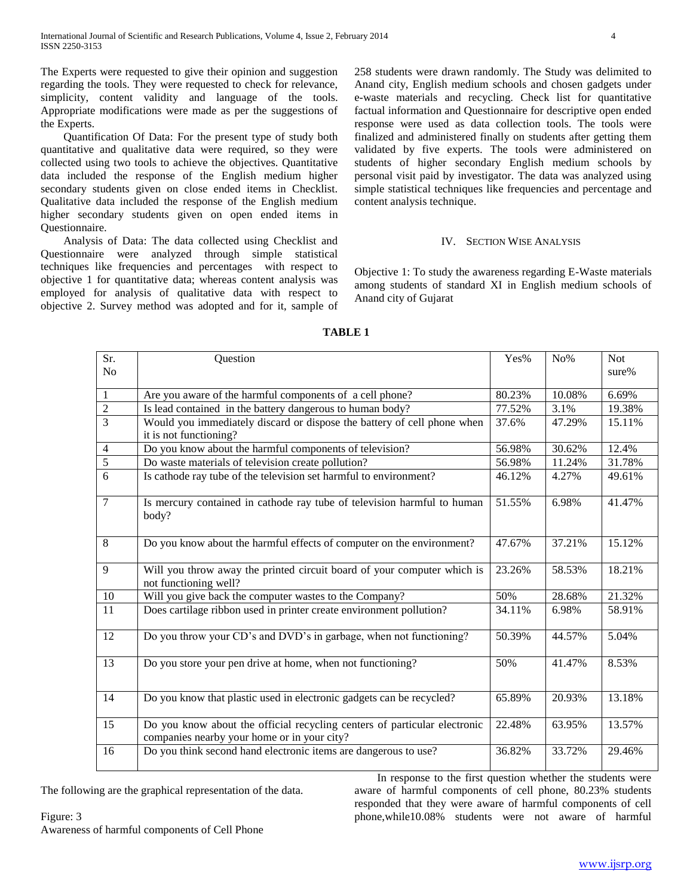The Experts were requested to give their opinion and suggestion regarding the tools. They were requested to check for relevance, simplicity, content validity and language of the tools. Appropriate modifications were made as per the suggestions of the Experts.

Quantification Of Data: For the present type of study both quantitative and qualitative data were required, so they were collected using two tools to achieve the objectives. Quantitative data included the response of the English medium higher secondary students given on close ended items in Checklist. Qualitative data included the response of the English medium higher secondary students given on open ended items in Questionnaire.

Analysis of Data: The data collected using Checklist and Questionnaire were analyzed through simple statistical techniques like frequencies and percentages with respect to objective 1 for quantitative data; whereas content analysis was employed for analysis of qualitative data with respect to objective 2. Survey method was adopted and for it, sample of 258 students were drawn randomly. The Study was delimited to Anand city, English medium schools and chosen gadgets under e-waste materials and recycling. Check list for quantitative factual information and Questionnaire for descriptive open ended response were used as data collection tools. The tools were finalized and administered finally on students after getting them validated by five experts. The tools were administered on students of higher secondary English medium schools by personal visit paid by investigator. The data was analyzed using simple statistical techniques like frequencies and percentage and content analysis technique.

## IV. Section Wise Analysis

Objective 1: To study the awareness regarding E-Waste materials among students of standard XI in English medium schools of Anand city of Gujarat

**TABLE 1**

| Sr. No | Question | Yes% | No% | Not sure% |
|---|---|---|---|---|
| 1 | Are you aware of the harmful components of a cell phone? | 80.23% | 10.08% | 6.69% |
| 2 | Is lead contained in the battery dangerous to human body? | 77.52% | 3.1% | 19.38% |
| 3 | Would you immediately discard or dispose the battery of cell phone when it is not functioning? | 37.6% | 47.29% | 15.11% |
| 4 | Do you know about the harmful components of television? | 56.98% | 30.62% | 12.4% |
| 5 | Do waste materials of television create pollution? | 56.98% | 11.24% | 31.78% |
| 6 | Is cathode ray tube of the television set harmful to environment? | 46.12% | 4.27% | 49.61% |
| 7 | Is mercury contained in cathode ray tube of television harmful to human body? | 51.55% | 6.98% | 41.47% |
| 8 | Do you know about the harmful effects of computer on the environment? | 47.67% | 37.21% | 15.12% |
| 9 | Will you throw away the printed circuit board of your computer which is not functioning well? | 23.26% | 58.53% | 18.21% |
| 10 | Will you give back the computer wastes to the Company? | 50% | 28.68% | 21.32% |
| 11 | Does cartilage ribbon used in printer create environment pollution? | 34.11% | 6.98% | 58.91% |
| 12 | Do you throw your CD's and DVD's in garbage, when not functioning? | 50.39% | 44.57% | 5.04% |
| 13 | Do you store your pen drive at home, when not functioning? | 50% | 41.47% | 8.53% |
| 14 | Do you know that plastic used in electronic gadgets can be recycled? | 65.89% | 20.93% | 13.18% |
| 15 | Do you know about the official recycling centers of particular electronic companies nearby your home or in your city? | 22.48% | 63.95% | 13.57% |
| 16 | Do you think second hand electronic items are dangerous to use? | 36.82% | 33.72% | 29.46% |

The following are the graphical representation of the data.

Figure: 3
Awareness of harmful components of Cell Phone

In response to the first question whether the students were aware of harmful components of cell phone, 80.23% students responded that they were aware of harmful components of cell phone,while10.08% students were not aware of harmful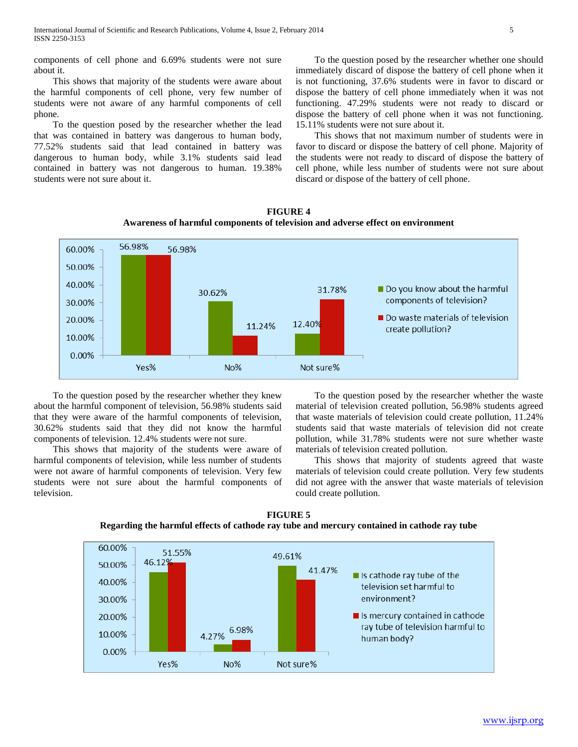components of cell phone and 6.69% students were not sure about it.

This shows that majority of the students were aware about the harmful components of cell phone, very few number of students were not aware of any harmful components of cell phone.

To the question posed by the researcher whether the lead that was contained in battery was dangerous to human body, 77.52% students said that lead contained in battery was dangerous to human body, while 3.1% students said lead contained in battery was not dangerous to human. 19.38% students were not sure about it.

To the question posed by the researcher whether one should immediately discard of dispose the battery of cell phone when it is not functioning, 37.6% students were in favor to discard or dispose the battery of cell phone immediately when it was not functioning. 47.29% students were not ready to discard or dispose the battery of cell phone when it was not functioning. 15.11% students were not sure about it.

This shows that not maximum number of students were in favor to discard or dispose the battery of cell phone. Majority of the students were not ready to discard of dispose the battery of cell phone, while less number of students were not sure about discard or dispose of the battery of cell phone.

**FIGURE 4**

**Awareness of harmful components of television and adverse effect on environment**

| | Yes% | No% | Not sure% |
|---|---|---|---|
| Do you know about the harmful components of television? | 56.98% | 30.62% | 12.40% |
| Do waste materials of television create pollution? | 56.98% | 11.24% | 31.78% |

To the question posed by the researcher whether they knew about the harmful component of television, 56.98% students said that they were aware of the harmful components of television, 30.62% students said that they did not know the harmful components of television. 12.4% students were not sure.

This shows that majority of the students were aware of harmful components of television, while less number of students were not aware of harmful components of television. Very few students were not sure about the harmful components of television.

To the question posed by the researcher whether the waste material of television created pollution, 56.98% students agreed that waste materials of television could create pollution, 11.24% students said that waste materials of television did not create pollution, while 31.78% students were not sure whether waste materials of television created pollution.

This shows that majority of students agreed that waste materials of television could create pollution. Very few students did not agree with the answer that waste materials of television could create pollution.

**FIGURE 5**

**Regarding the harmful effects of cathode ray tube and mercury contained in cathode ray tube**

| | Yes% | No% | Not sure% |
|---|---|---|---|
| Is cathode ray tube of the television set harmful to environment? | 46.12% | 4.27% | 49.61% |
| Is mercury contained in cathode ray tube of television harmful to human body? | 51.55% | 6.98% | 41.47% |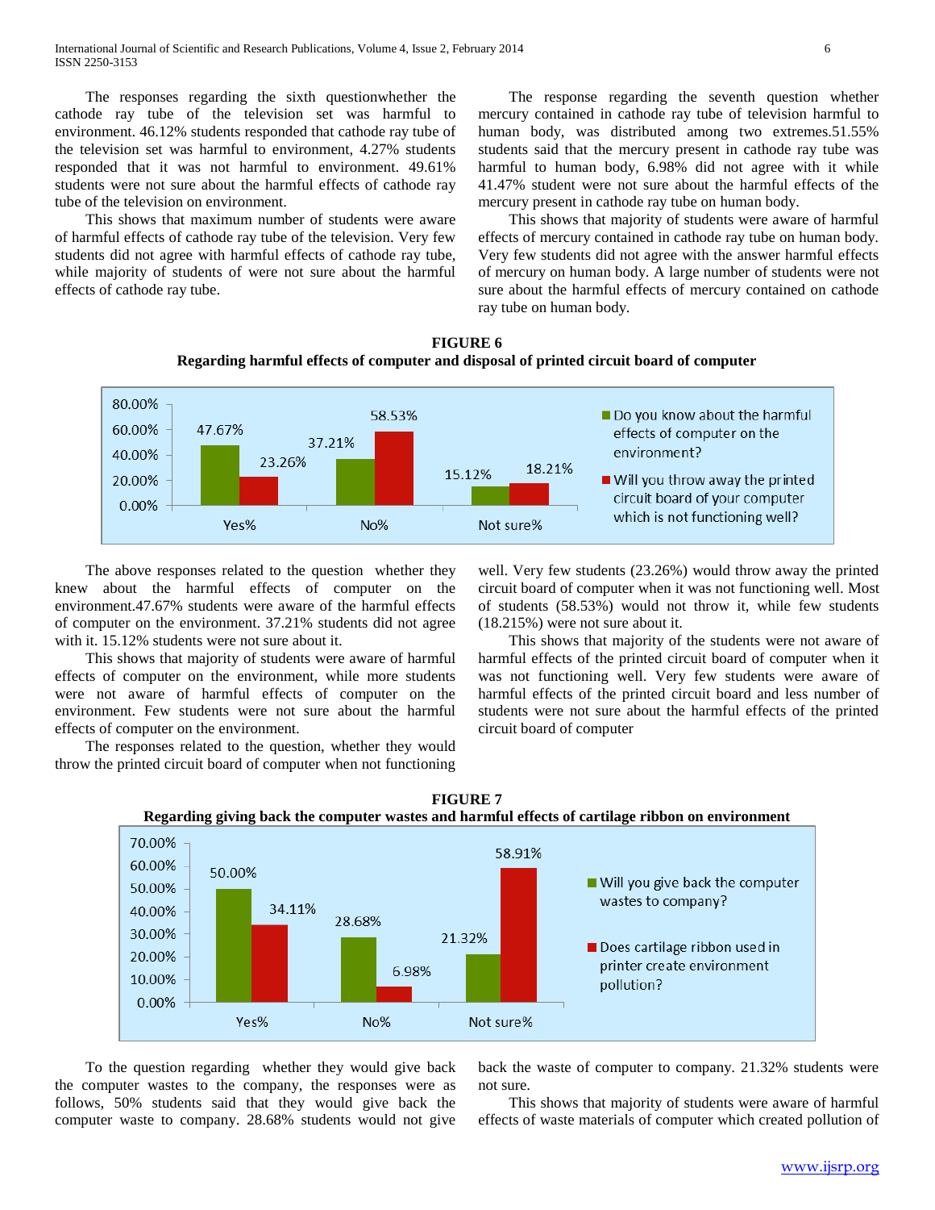The responses regarding the sixth questionwhether the cathode ray tube of the television set was harmful to environment. 46.12% students responded that cathode ray tube of the television set was harmful to environment, 4.27% students responded that it was not harmful to environment. 49.61% students were not sure about the harmful effects of cathode ray tube of the television on environment.

This shows that maximum number of students were aware of harmful effects of cathode ray tube of the television. Very few students did not agree with harmful effects of cathode ray tube, while majority of students of were not sure about the harmful effects of cathode ray tube.

The response regarding the seventh question whether mercury contained in cathode ray tube of television harmful to human body, was distributed among two extremes.51.55% students said that the mercury present in cathode ray tube was harmful to human body, 6.98% did not agree with it while 41.47% student were not sure about the harmful effects of the mercury present in cathode ray tube on human body.

This shows that majority of students were aware of harmful effects of mercury contained in cathode ray tube on human body. Very few students did not agree with the answer harmful effects of mercury on human body. A large number of students were not sure about the harmful effects of mercury contained on cathode ray tube on human body.

**FIGURE 6**

**Regarding harmful effects of computer and disposal of printed circuit board of computer**

| | Yes% | No% | Not sure% |
|---|---|---|---|
| Do you know about the harmful effects of computer on the environment? | 47.67% | 37.21% | 15.12% |
| Will you throw away the printed circuit board of your computer which is not functioning well? | 23.26% | 58.53% | 18.21% |

The above responses related to the question whether they knew about the harmful effects of computer on the environment.47.67% students were aware of the harmful effects of computer on the environment. 37.21% students did not agree with it. 15.12% students were not sure about it.

This shows that majority of students were aware of harmful effects of computer on the environment, while more students were not aware of harmful effects of computer on the environment. Few students were not sure about the harmful effects of computer on the environment.

The responses related to the question, whether they would throw the printed circuit board of computer when not functioning well. Very few students (23.26%) would throw away the printed circuit board of computer when it was not functioning well. Most of students (58.53%) would not throw it, while few students (18.215%) were not sure about it.

This shows that majority of the students were not aware of harmful effects of the printed circuit board of computer when it was not functioning well. Very few students were aware of harmful effects of the printed circuit board and less number of students were not sure about the harmful effects of the printed circuit board of computer

**FIGURE 7**

**Regarding giving back the computer wastes and harmful effects of cartilage ribbon on environment**

| | Yes% | No% | Not sure% |
|---|---|---|---|
| Will you give back the computer wastes to company? | 50.00% | 28.68% | 21.32% |
| Does cartilage ribbon used in printer create environment pollution? | 34.11% | 6.98% | 58.91% |

To the question regarding whether they would give back the computer wastes to the company, the responses were as follows, 50% students said that they would give back the computer waste to company. 28.68% students would not give back the waste of computer to company. 21.32% students were not sure.

This shows that majority of students were aware of harmful effects of waste materials of computer which created pollution of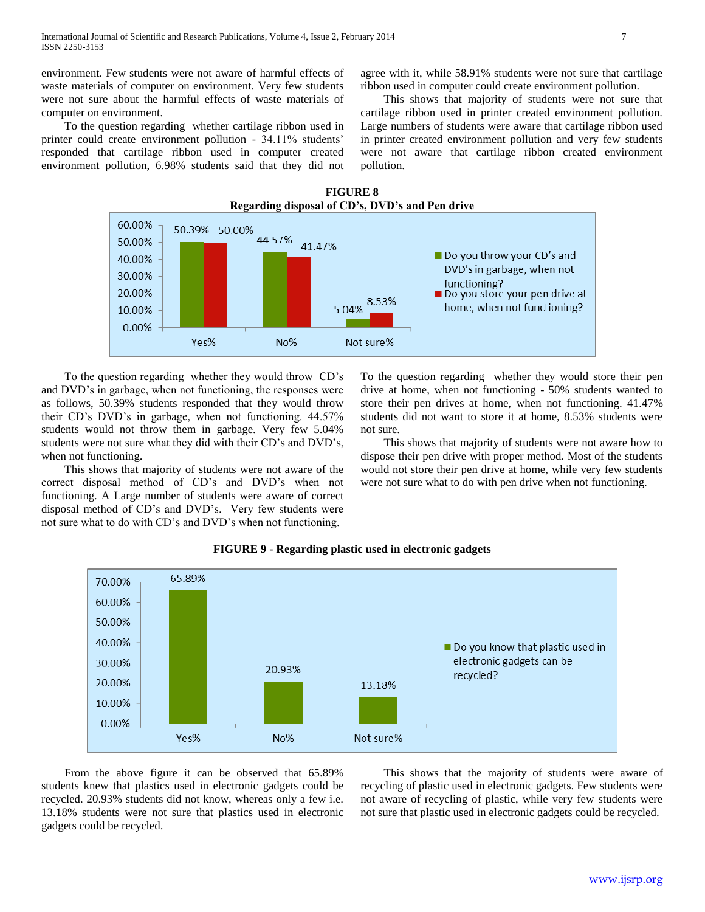environment. Few students were not aware of harmful effects of waste materials of computer on environment. Very few students were not sure about the harmful effects of waste materials of computer on environment.

To the question regarding whether cartilage ribbon used in printer could create environment pollution - 34.11% students' responded that cartilage ribbon used in computer created environment pollution, 6.98% students said that they did not agree with it, while 58.91% students were not sure that cartilage ribbon used in computer could create environment pollution.

This shows that majority of students were not sure that cartilage ribbon used in printer created environment pollution. Large numbers of students were aware that cartilage ribbon used in printer created environment pollution and very few students were not aware that cartilage ribbon created environment pollution.

**FIGURE 8**
**Regarding disposal of CD's, DVD's and Pen drive**

| | Yes% | No% | Not sure% |
|---|---|---|---|
| Do you throw your CD's and DVD's in garbage, when not functioning? | 50.39% | 44.57% | 5.04% |
| Do you store your pen drive at home, when not functioning? | 50.00% | 41.47% | 8.53% |

To the question regarding whether they would throw CD's and DVD's in garbage, when not functioning, the responses were as follows, 50.39% students responded that they would throw their CD's DVD's in garbage, when not functioning. 44.57% students would not throw them in garbage. Very few 5.04% students were not sure what they did with their CD's and DVD's, when not functioning.

This shows that majority of students were not aware of the correct disposal method of CD's and DVD's when not functioning. A Large number of students were aware of correct disposal method of CD's and DVD's. Very few students were not sure what to do with CD's and DVD's when not functioning.

To the question regarding whether they would store their pen drive at home, when not functioning - 50% students wanted to store their pen drives at home, when not functioning. 41.47% students did not want to store it at home, 8.53% students were not sure.

This shows that majority of students were not aware how to dispose their pen drive with proper method. Most of the students would not store their pen drive at home, while very few students were not sure what to do with pen drive when not functioning.

**FIGURE 9 - Regarding plastic used in electronic gadgets**

| | Yes% | No% | Not sure% |
|---|---|---|---|
| Do you know that plastic used in electronic gadgets can be recycled? | 65.89% | 20.93% | 13.18% |

From the above figure it can be observed that 65.89% students knew that plastics used in electronic gadgets could be recycled. 20.93% students did not know, whereas only a few i.e. 13.18% students were not sure that plastics used in electronic gadgets could be recycled.

This shows that the majority of students were aware of recycling of plastic used in electronic gadgets. Few students were not aware of recycling of plastic, while very few students were not sure that plastic used in electronic gadgets could be recycled.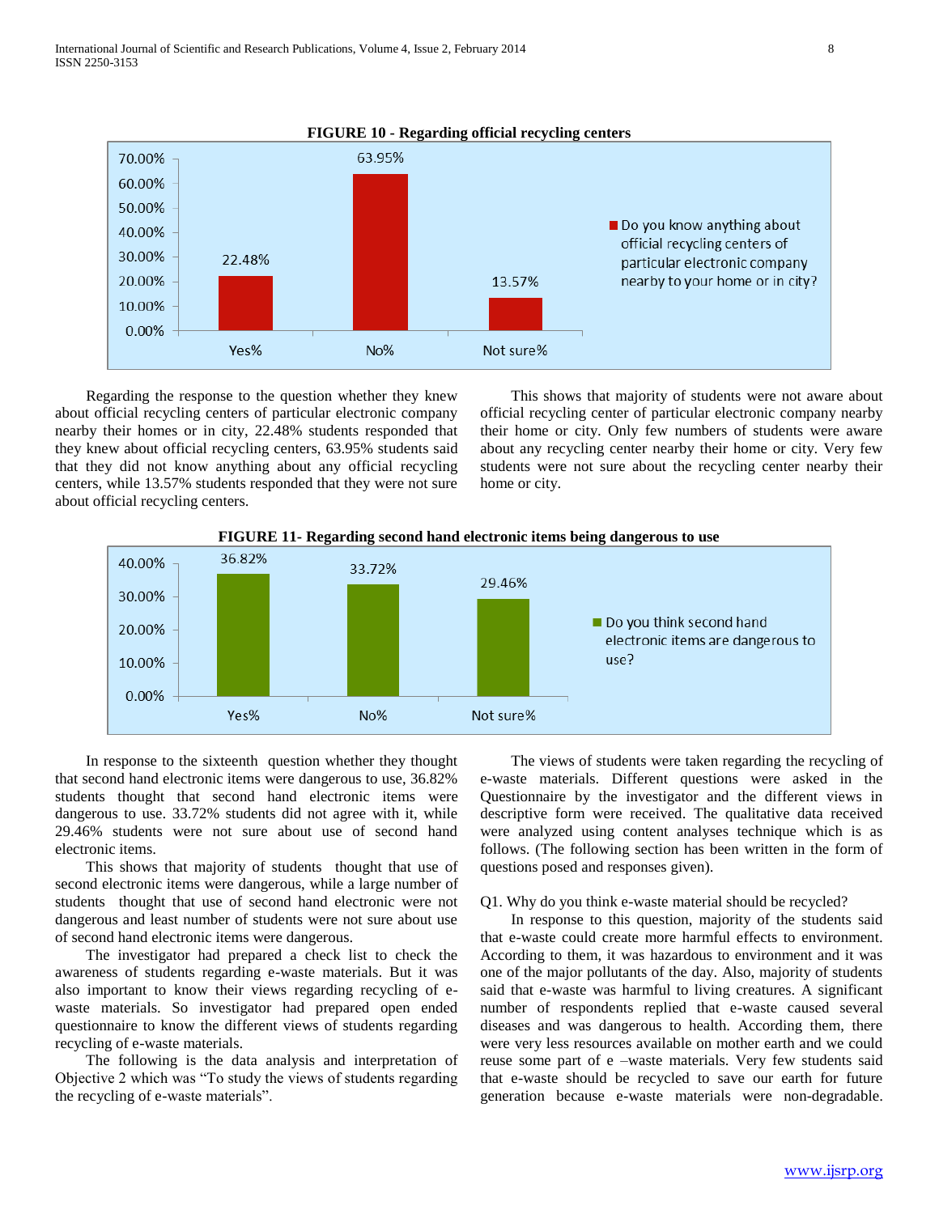**FIGURE 10 - Regarding official recycling centers**

| | Yes% | No% | Not sure% |
|---|---|---|---|
| Do you know anything about official recycling centers of particular electronic company nearby to your home or in city? | 22.48% | 63.95% | 13.57% |

Regarding the response to the question whether they knew about official recycling centers of particular electronic company nearby their homes or in city, 22.48% students responded that they knew about official recycling centers, 63.95% students said that they did not know anything about any official recycling centers, while 13.57% students responded that they were not sure about official recycling centers.

This shows that majority of students were not aware about official recycling center of particular electronic company nearby their home or city. Only few numbers of students were aware about any recycling center nearby their home or city. Very few students were not sure about the recycling center nearby their home or city.

**FIGURE 11- Regarding second hand electronic items being dangerous to use**

| | Yes% | No% | Not sure% |
|---|---|---|---|
| Do you think second hand electronic items are dangerous to use? | 36.82% | 33.72% | 29.46% |

In response to the sixteenth question whether they thought that second hand electronic items were dangerous to use, 36.82% students thought that second hand electronic items were dangerous to use. 33.72% students did not agree with it, while 29.46% students were not sure about use of second hand electronic items.

This shows that majority of students thought that use of second electronic items were dangerous, while a large number of students thought that use of second hand electronic were not dangerous and least number of students were not sure about use of second hand electronic items were dangerous.

The investigator had prepared a check list to check the awareness of students regarding e-waste materials. But it was also important to know their views regarding recycling of e-waste materials. So investigator had prepared open ended questionnaire to know the different views of students regarding recycling of e-waste materials.

The following is the data analysis and interpretation of Objective 2 which was "To study the views of students regarding the recycling of e-waste materials".

The views of students were taken regarding the recycling of e-waste materials. Different questions were asked in the Questionnaire by the investigator and the different views in descriptive form were received. The qualitative data received were analyzed using content analyses technique which is as follows. (The following section has been written in the form of questions posed and responses given).

Q1. Why do you think e-waste material should be recycled?

In response to this question, majority of the students said that e-waste could create more harmful effects to environment. According to them, it was hazardous to environment and it was one of the major pollutants of the day. Also, majority of students said that e-waste was harmful to living creatures. A significant number of respondents replied that e-waste caused several diseases and was dangerous to health. According them, there were very less resources available on mother earth and we could reuse some part of e –waste materials. Very few students said that e-waste should be recycled to save our earth for future generation because e-waste materials were non-degradable.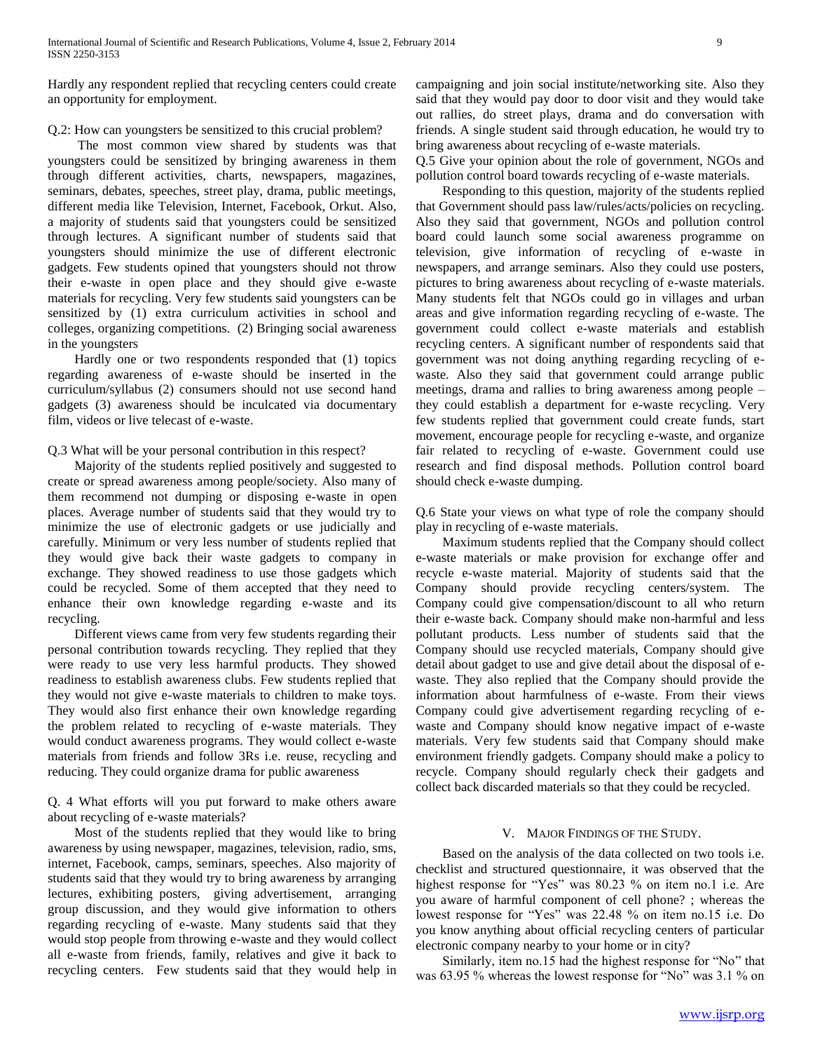Hardly any respondent replied that recycling centers could create an opportunity for employment.

Q.2: How can youngsters be sensitized to this crucial problem?

The most common view shared by students was that youngsters could be sensitized by bringing awareness in them through different activities, charts, newspapers, magazines, seminars, debates, speeches, street play, drama, public meetings, different media like Television, Internet, Facebook, Orkut. Also, a majority of students said that youngsters could be sensitized through lectures. A significant number of students said that youngsters should minimize the use of different electronic gadgets. Few students opined that youngsters should not throw their e-waste in open place and they should give e-waste materials for recycling. Very few students said youngsters can be sensitized by (1) extra curriculum activities in school and colleges, organizing competitions. (2) Bringing social awareness in the youngsters

Hardly one or two respondents responded that (1) topics regarding awareness of e-waste should be inserted in the curriculum/syllabus (2) consumers should not use second hand gadgets (3) awareness should be inculcated via documentary film, videos or live telecast of e-waste.

Q.3 What will be your personal contribution in this respect?

Majority of the students replied positively and suggested to create or spread awareness among people/society. Also many of them recommend not dumping or disposing e-waste in open places. Average number of students said that they would try to minimize the use of electronic gadgets or use judicially and carefully. Minimum or very less number of students replied that they would give back their waste gadgets to company in exchange. They showed readiness to use those gadgets which could be recycled. Some of them accepted that they need to enhance their own knowledge regarding e-waste and its recycling.

Different views came from very few students regarding their personal contribution towards recycling. They replied that they were ready to use very less harmful products. They showed readiness to establish awareness clubs. Few students replied that they would not give e-waste materials to children to make toys. They would also first enhance their own knowledge regarding the problem related to recycling of e-waste materials. They would conduct awareness programs. They would collect e-waste materials from friends and follow 3Rs i.e. reuse, recycling and reducing. They could organize drama for public awareness

Q. 4 What efforts will you put forward to make others aware about recycling of e-waste materials?

Most of the students replied that they would like to bring awareness by using newspaper, magazines, television, radio, sms, internet, Facebook, camps, seminars, speeches. Also majority of students said that they would try to bring awareness by arranging lectures, exhibiting posters, giving advertisement, arranging group discussion, and they would give information to others regarding recycling of e-waste. Many students said that they would stop people from throwing e-waste and they would collect all e-waste from friends, family, relatives and give it back to recycling centers. Few students said that they would help in campaigning and join social institute/networking site. Also they said that they would pay door to door visit and they would take out rallies, do street plays, drama and do conversation with friends. A single student said through education, he would try to bring awareness about recycling of e-waste materials.

Q.5 Give your opinion about the role of government, NGOs and pollution control board towards recycling of e-waste materials.

Responding to this question, majority of the students replied that Government should pass law/rules/acts/policies on recycling. Also they said that government, NGOs and pollution control board could launch some social awareness programme on television, give information of recycling of e-waste in newspapers, and arrange seminars. Also they could use posters, pictures to bring awareness about recycling of e-waste materials. Many students felt that NGOs could go in villages and urban areas and give information regarding recycling of e-waste. The government could collect e-waste materials and establish recycling centers. A significant number of respondents said that government was not doing anything regarding recycling of e-waste. Also they said that government could arrange public meetings, drama and rallies to bring awareness among people – they could establish a department for e-waste recycling. Very few students replied that government could create funds, start movement, encourage people for recycling e-waste, and organize fair related to recycling of e-waste. Government could use research and find disposal methods. Pollution control board should check e-waste dumping.

Q.6 State your views on what type of role the company should play in recycling of e-waste materials.

Maximum students replied that the Company should collect e-waste materials or make provision for exchange offer and recycle e-waste material. Majority of students said that the Company should provide recycling centers/system. The Company could give compensation/discount to all who return their e-waste back. Company should make non-harmful and less pollutant products. Less number of students said that the Company should use recycled materials, Company should give detail about gadget to use and give detail about the disposal of e-waste. They also replied that the Company should provide the information about harmfulness of e-waste. From their views Company could give advertisement regarding recycling of e-waste and Company should know negative impact of e-waste materials. Very few students said that Company should make environment friendly gadgets. Company should make a policy to recycle. Company should regularly check their gadgets and collect back discarded materials so that they could be recycled.

## V. Major Findings of the Study.

Based on the analysis of the data collected on two tools i.e. checklist and structured questionnaire, it was observed that the highest response for "Yes" was 80.23 % on item no.1 i.e. Are you aware of harmful component of cell phone? ; whereas the lowest response for "Yes" was 22.48 % on item no.15 i.e. Do you know anything about official recycling centers of particular electronic company nearby to your home or in city?

Similarly, item no.15 had the highest response for "No" that was 63.95 % whereas the lowest response for "No" was 3.1 % on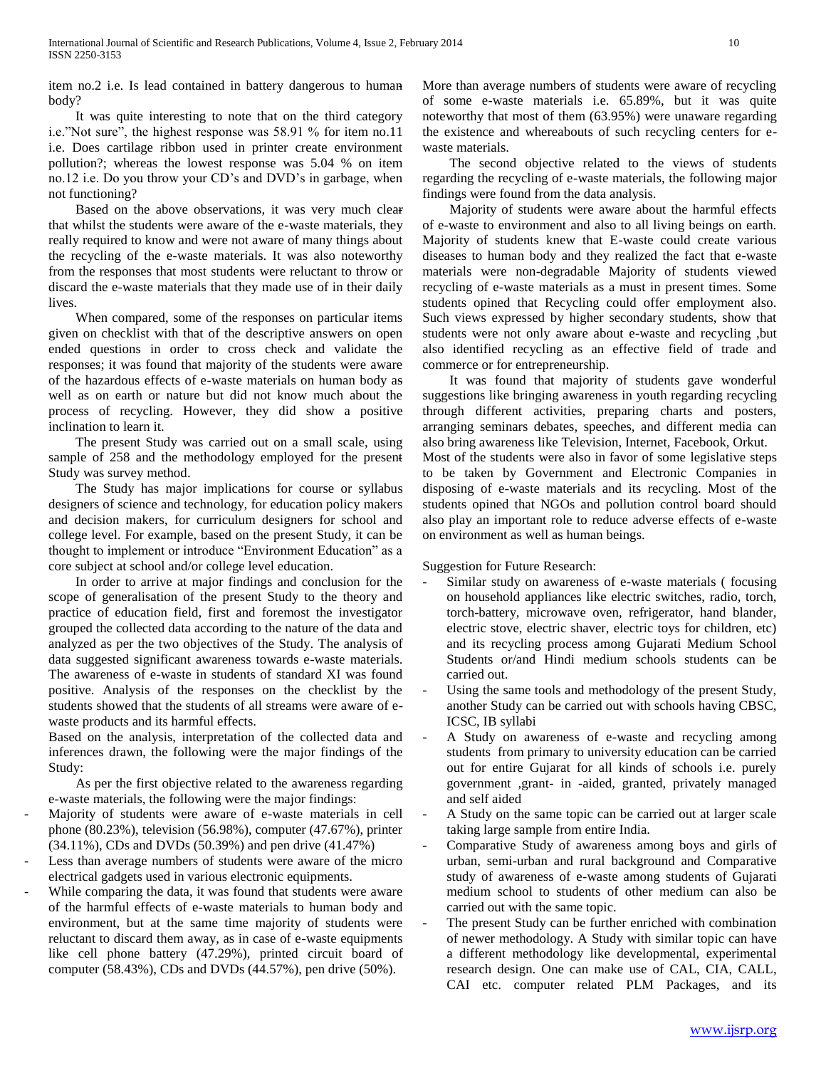item no.2 i.e. Is lead contained in battery dangerous to human body?

It was quite interesting to note that on the third category i.e."Not sure", the highest response was 58.91 % for item no.11 i.e. Does cartilage ribbon used in printer create environment pollution?; whereas the lowest response was 5.04 % on item no.12 i.e. Do you throw your CD's and DVD's in garbage, when not functioning?

Based on the above observations, it was very much clear that whilst the students were aware of the e-waste materials, they really required to know and were not aware of many things about the recycling of the e-waste materials. It was also noteworthy from the responses that most students were reluctant to throw or discard the e-waste materials that they made use of in their daily lives.

When compared, some of the responses on particular items given on checklist with that of the descriptive answers on open ended questions in order to cross check and validate the responses; it was found that majority of the students were aware of the hazardous effects of e-waste materials on human body as well as on earth or nature but did not know much about the process of recycling. However, they did show a positive inclination to learn it.

The present Study was carried out on a small scale, using sample of 258 and the methodology employed for the present Study was survey method.

The Study has major implications for course or syllabus designers of science and technology, for education policy makers and decision makers, for curriculum designers for school and college level. For example, based on the present Study, it can be thought to implement or introduce "Environment Education" as a core subject at school and/or college level education.

In order to arrive at major findings and conclusion for the scope of generalisation of the present Study to the theory and practice of education field, first and foremost the investigator grouped the collected data according to the nature of the data and analyzed as per the two objectives of the Study. The analysis of data suggested significant awareness towards e-waste materials. The awareness of e-waste in students of standard XI was found positive. Analysis of the responses on the checklist by the students showed that the students of all streams were aware of e-waste products and its harmful effects.

Based on the analysis, interpretation of the collected data and inferences drawn, the following were the major findings of the Study:

As per the first objective related to the awareness regarding e-waste materials, the following were the major findings:

- Majority of students were aware of e-waste materials in cell phone (80.23%), television (56.98%), computer (47.67%), printer (34.11%), CDs and DVDs (50.39%) and pen drive (41.47%)
- Less than average numbers of students were aware of the micro electrical gadgets used in various electronic equipments.
- While comparing the data, it was found that students were aware of the harmful effects of e-waste materials to human body and environment, but at the same time majority of students were reluctant to discard them away, as in case of e-waste equipments like cell phone battery (47.29%), printed circuit board of computer (58.43%), CDs and DVDs (44.57%), pen drive (50%).

More than average numbers of students were aware of recycling of some e-waste materials i.e. 65.89%, but it was quite noteworthy that most of them (63.95%) were unaware regarding the existence and whereabouts of such recycling centers for e-waste materials.

The second objective related to the views of students regarding the recycling of e-waste materials, the following major findings were found from the data analysis.

Majority of students were aware about the harmful effects of e-waste to environment and also to all living beings on earth. Majority of students knew that E-waste could create various diseases to human body and they realized the fact that e-waste materials were non-degradable Majority of students viewed recycling of e-waste materials as a must in present times. Some students opined that Recycling could offer employment also. Such views expressed by higher secondary students, show that students were not only aware about e-waste and recycling ,but also identified recycling as an effective field of trade and commerce or for entrepreneurship.

It was found that majority of students gave wonderful suggestions like bringing awareness in youth regarding recycling through different activities, preparing charts and posters, arranging seminars debates, speeches, and different media can also bring awareness like Television, Internet, Facebook, Orkut.
Most of the students were also in favor of some legislative steps to be taken by Government and Electronic Companies in disposing of e-waste materials and its recycling. Most of the students opined that NGOs and pollution control board should also play an important role to reduce adverse effects of e-waste on environment as well as human beings.

Suggestion for Future Research:

- Similar study on awareness of e-waste materials ( focusing on household appliances like electric switches, radio, torch, torch-battery, microwave oven, refrigerator, hand blander, electric stove, electric shaver, electric toys for children, etc) and its recycling process among Gujarati Medium School Students or/and Hindi medium schools students can be carried out.
- Using the same tools and methodology of the present Study, another Study can be carried out with schools having CBSC, ICSC, IB syllabi
- A Study on awareness of e-waste and recycling among students from primary to university education can be carried out for entire Gujarat for all kinds of schools i.e. purely government ,grant- in -aided, granted, privately managed and self aided
- A Study on the same topic can be carried out at larger scale taking large sample from entire India.
- Comparative Study of awareness among boys and girls of urban, semi-urban and rural background and Comparative study of awareness of e-waste among students of Gujarati medium school to students of other medium can also be carried out with the same topic.
- The present Study can be further enriched with combination of newer methodology. A Study with similar topic can have a different methodology like developmental, experimental research design. One can make use of CAL, CIA, CALL, CAI etc. computer related PLM Packages, and its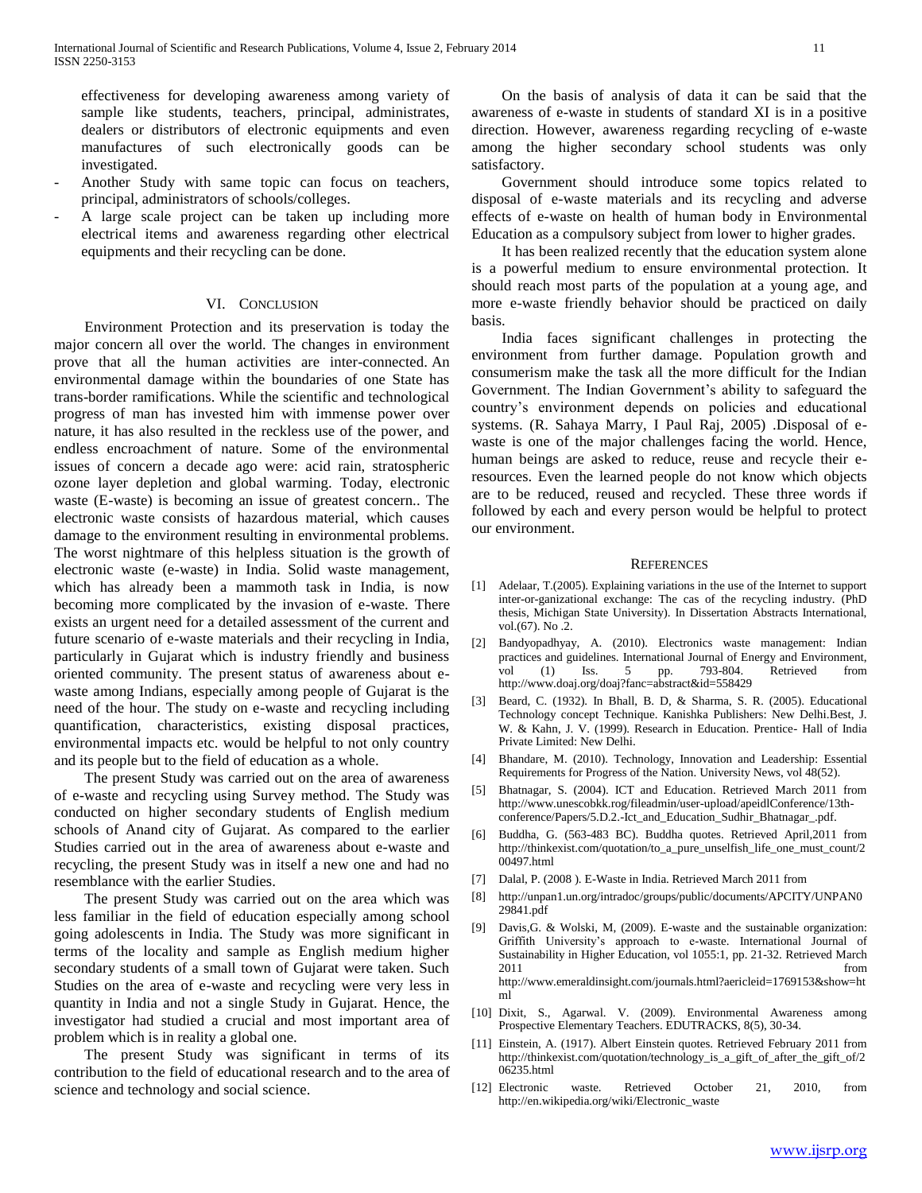effectiveness for developing awareness among variety of sample like students, teachers, principal, administrates, dealers or distributors of electronic equipments and even manufactures of such electronically goods can be investigated.

- Another Study with same topic can focus on teachers, principal, administrators of schools/colleges.
- A large scale project can be taken up including more electrical items and awareness regarding other electrical equipments and their recycling can be done.

## VI. Conclusion

Environment Protection and its preservation is today the major concern all over the world. The changes in environment prove that all the human activities are inter-connected. An environmental damage within the boundaries of one State has trans-border ramifications. While the scientific and technological progress of man has invested him with immense power over nature, it has also resulted in the reckless use of the power, and endless encroachment of nature. Some of the environmental issues of concern a decade ago were: acid rain, stratospheric ozone layer depletion and global warming. Today, electronic waste (E-waste) is becoming an issue of greatest concern.. The electronic waste consists of hazardous material, which causes damage to the environment resulting in environmental problems. The worst nightmare of this helpless situation is the growth of electronic waste (e-waste) in India. Solid waste management, which has already been a mammoth task in India, is now becoming more complicated by the invasion of e-waste. There exists an urgent need for a detailed assessment of the current and future scenario of e-waste materials and their recycling in India, particularly in Gujarat which is industry friendly and business oriented community. The present status of awareness about e-waste among Indians, especially among people of Gujarat is the need of the hour. The study on e-waste and recycling including quantification, characteristics, existing disposal practices, environmental impacts etc. would be helpful to not only country and its people but to the field of education as a whole.

The present Study was carried out on the area of awareness of e-waste and recycling using Survey method. The Study was conducted on higher secondary students of English medium schools of Anand city of Gujarat. As compared to the earlier Studies carried out in the area of awareness about e-waste and recycling, the present Study was in itself a new one and had no resemblance with the earlier Studies.

The present Study was carried out on the area which was less familiar in the field of education especially among school going adolescents in India. The Study was more significant in terms of the locality and sample as English medium higher secondary students of a small town of Gujarat were taken. Such Studies on the area of e-waste and recycling were very less in quantity in India and not a single Study in Gujarat. Hence, the investigator had studied a crucial and most important area of problem which is in reality a global one.

The present Study was significant in terms of its contribution to the field of educational research and to the area of science and technology and social science.

On the basis of analysis of data it can be said that the awareness of e-waste in students of standard XI is in a positive direction. However, awareness regarding recycling of e-waste among the higher secondary school students was only satisfactory.

Government should introduce some topics related to disposal of e-waste materials and its recycling and adverse effects of e-waste on health of human body in Environmental Education as a compulsory subject from lower to higher grades.

It has been realized recently that the education system alone is a powerful medium to ensure environmental protection. It should reach most parts of the population at a young age, and more e-waste friendly behavior should be practiced on daily basis.

India faces significant challenges in protecting the environment from further damage. Population growth and consumerism make the task all the more difficult for the Indian Government. The Indian Government's ability to safeguard the country's environment depends on policies and educational systems. (R. Sahaya Marry, I Paul Raj, 2005) .Disposal of e-waste is one of the major challenges facing the world. Hence, human beings are asked to reduce, reuse and recycle their e-resources. Even the learned people do not know which objects are to be reduced, reused and recycled. These three words if followed by each and every person would be helpful to protect our environment.

## References

[1] Adelaar, T.(2005). Explaining variations in the use of the Internet to support inter-or-ganizational exchange: The cas of the recycling industry. (PhD thesis, Michigan State University). In Dissertation Abstracts International, vol.(67). No .2.

[2] Bandyopadhyay, A. (2010). Electronics waste management: Indian practices and guidelines. International Journal of Energy and Environment, vol (1) Iss. 5 pp. 793-804. Retrieved from http://www.doaj.org/doaj?fanc=abstract&id=558429

[3] Beard, C. (1932). In Bhall, B. D, & Sharma, S. R. (2005). Educational Technology concept Technique. Kanishka Publishers: New Delhi.Best, J. W. & Kahn, J. V. (1999). Research in Education. Prentice- Hall of India Private Limited: New Delhi.

[4] Bhandare, M. (2010). Technology, Innovation and Leadership: Essential Requirements for Progress of the Nation. University News, vol 48(52).

[5] Bhatnagar, S. (2004). ICT and Education. Retrieved March 2011 from http://www.unescobkk.rog/fileadmin/user-upload/apeidlConference/13th-conference/Papers/5.D.2.-Ict_and_Education_Sudhir_Bhatnagar_.pdf.

[6] Buddha, G. (563-483 BC). Buddha quotes. Retrieved April,2011 from http://thinkexist.com/quotation/to_a_pure_unselfish_life_one_must_count/200497.html

[7] Dalal, P. (2008 ). E-Waste in India. Retrieved March 2011 from

[8] http://unpan1.un.org/intradoc/groups/public/documents/APCITY/UNPAN029841.pdf

[9] Davis,G. & Wolski, M, (2009). E-waste and the sustainable organization: Griffith University's approach to e-waste. International Journal of Sustainability in Higher Education, vol 1055:1, pp. 21-32. Retrieved March 2011 from http://www.emeraldinsight.com/journals.html?aericleid=1769153&show=html

[10] Dixit, S., Agarwal. V. (2009). Environmental Awareness among Prospective Elementary Teachers. EDUTRACKS, 8(5), 30-34.

[11] Einstein, A. (1917). Albert Einstein quotes. Retrieved February 2011 from http://thinkexist.com/quotation/technology_is_a_gift_of_after_the_gift_of/206235.html

[12] Electronic waste. Retrieved October 21, 2010, from http://en.wikipedia.org/wiki/Electronic_waste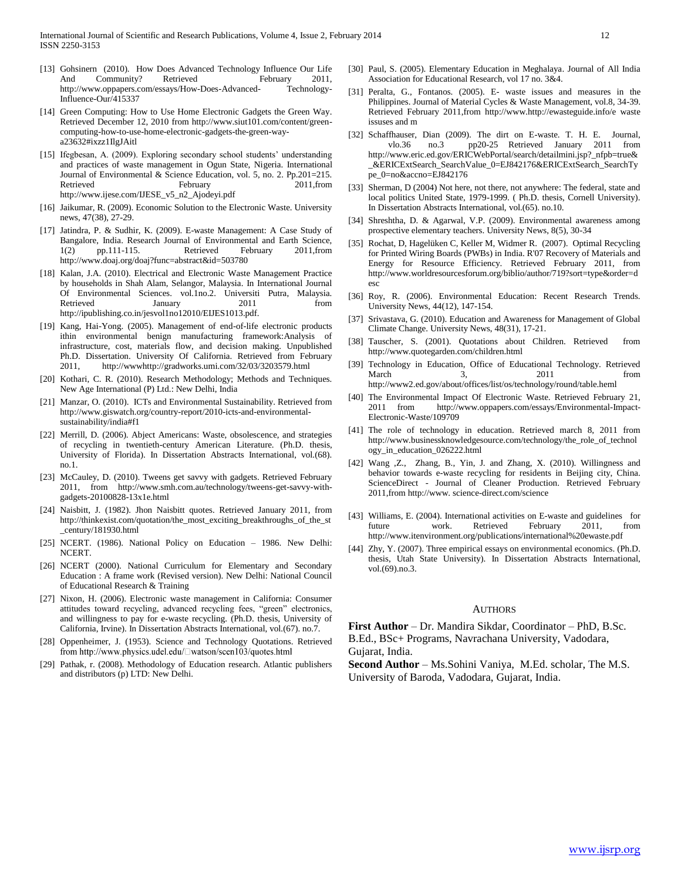[13] Gohsinern (2010). How Does Advanced Technology Influence Our Life And Community? Retrieved February 2011, http://www.oppapers.com/essays/How-Does-Advanced- Technology-Influence-Our/415337

[14] Green Computing: How to Use Home Electronic Gadgets the Green Way. Retrieved December 12, 2010 from http://www.siut101.com/content/green-computing-how-to-use-home-electronic-gadgets-the-green-way-a23632#ixzz1IlgJAitl

[15] Ifegbesan, A. (2009). Exploring secondary school students' understanding and practices of waste management in Ogun State, Nigeria. International Journal of Environmental & Science Education, vol. 5, no. 2. Pp.201=215. Retrieved February 2011,from http://www.ijese.com/IJESE_v5_n2_Ajodeyi.pdf

[16] Jaikumar, R. (2009). Economic Solution to the Electronic Waste. University news, 47(38), 27-29.

[17] Jatindra, P. & Sudhir, K. (2009). E-waste Management: A Case Study of Bangalore, India. Research Journal of Environmental and Earth Science, 1(2) pp.111-115. Retrieved February 2011,from http://www.doaj.org/doaj?func=abstract&id=503780

[18] Kalan, J.A. (2010). Electrical and Electronic Waste Management Practice by households in Shah Alam, Selangor, Malaysia. In International Journal Of Environmental Sciences. vol.1no.2. Universiti Putra, Malaysia. Retrieved January 2011 from http://ipublishing.co.in/jesvol1no12010/EIJES1013.pdf.

[19] Kang, Hai-Yong. (2005). Management of end-of-life electronic products ithin environmental benign manufacturing framework:Analysis of infrastructure, cost, materials flow, and decision making. Unpublished Ph.D. Dissertation. University Of California. Retrieved from February 2011, http://wwwhttp://gradworks.umi.com/32/03/3203579.html

[20] Kothari, C. R. (2010). Research Methodology; Methods and Techniques. New Age International (P) Ltd.: New Delhi, India

[21] Manzar, O. (2010). ICTs and Environmental Sustainability. Retrieved from http://www.giswatch.org/country-report/2010-icts-and-environmental-sustainability/india#f1

[22] Merrill, D. (2006). Abject Americans: Waste, obsolescence, and strategies of recycling in twentieth-century American Literature. (Ph.D. thesis, University of Florida). In Dissertation Abstracts International, vol.(68). no.1.

[23] McCauley, D. (2010). Tweens get savvy with gadgets. Retrieved February 2011, from http://www.smh.com.au/technology/tweens-get-savvy-with-gadgets-20100828-13x1e.html

[24] Naisbitt, J. (1982). Jhon Naisbitt quotes. Retrieved January 2011, from http://thinkexist.com/quotation/the_most_exciting_breakthroughs_of_the_st_century/181930.html

[25] NCERT. (1986). National Policy on Education – 1986. New Delhi: NCERT.

[26] NCERT (2000). National Curriculum for Elementary and Secondary Education : A frame work (Revised version). New Delhi: National Council of Educational Research & Training

[27] Nixon, H. (2006). Electronic waste management in California: Consumer attitudes toward recycling, advanced recycling fees, "green" electronics, and willingness to pay for e-waste recycling. (Ph.D. thesis, University of California, Irvine). In Dissertation Abstracts International, vol.(67). no.7.

[28] Oppenheimer, J. (1953). Science and Technology Quotations. Retrieved from http://www.physics.udel.edu/□watson/scen103/quotes.html

[29] Pathak, r. (2008). Methodology of Education research. Atlantic publishers and distributors (p) LTD: New Delhi.

[30] Paul, S. (2005). Elementary Education in Meghalaya. Journal of All India Association for Educational Research, vol 17 no. 3&4.

[31] Peralta, G., Fontanos. (2005). E- waste issues and measures in the Philippines. Journal of Material Cycles & Waste Management, vol.8, 34-39. Retrieved February 2011,from http://www.http://ewasteguide.info/e waste issuses and m

[32] Schaffhauser, Dian (2009). The dirt on E-waste. T. H. E. Journal, vlo.36 no.3 pp20-25 Retrieved January 2011 from http://www.eric.ed.gov/ERICWebPortal/search/detailmini.jsp?_nfpb=true&_&ERICExtSearch_SearchValue_0=EJ842176&ERICExtSearch_SearchType_0=no&accno=EJ842176

[33] Sherman, D (2004) Not here, not there, not anywhere: The federal, state and local politics United State, 1979-1999. ( Ph.D. thesis, Cornell University). In Dissertation Abstracts International, vol.(65). no.10.

[34] Shreshtha, D. & Agarwal, V.P. (2009). Environmental awareness among prospective elementary teachers. University News, 8(5), 30-34

[35] Rochat, D, Hagelüken C, Keller M, Widmer R. (2007). Optimal Recycling for Printed Wiring Boards (PWBs) in India. R'07 Recovery of Materials and Energy for Resource Efficiency. Retrieved February 2011, from http://www.worldresourcesforum.org/biblio/author/719?sort=type&order=desc

[36] Roy, R. (2006). Environmental Education: Recent Research Trends. University News, 44(12), 147-154.

[37] Srivastava, G. (2010). Education and Awareness for Management of Global Climate Change. University News, 48(31), 17-21.

[38] Tauscher, S. (2001). Quotations about Children. Retrieved from http://www.quotegarden.com/children.html

[39] Technology in Education, Office of Educational Technology. Retrieved March 3, 2011 from http://www2.ed.gov/about/offices/list/os/technology/round/table.heml

[40] The Electronic Impact Of Electronic Waste. Retrieved February 21, 2011 from http://www.oppapers.com/essays/Environmental-Impact-Electronic-Waste/109709

[41] The role of technology in education. Retrieved march 8, 2011 from http://www.businessknowledgesource.com/technology/the_role_of_technology_in_education_026222.html

[42] Wang ,Z., Zhang, B., Yin, J. and Zhang, X. (2010). Willingness and behavior towards e-waste recycling for residents in Beijing city, China. ScienceDirect - Journal of Cleaner Production. Retrieved February 2011,from http://www. science-direct.com/science

[43] Williams, E. (2004). International activities on E-waste and guidelines for future work. Retrieved February 2011, from http://www.itenvironment.org/publications/international%20ewaste.pdf

[44] Zhy, Y. (2007). Three empirical essays on environmental economics. (Ph.D. thesis, Utah State University). In Dissertation Abstracts International, vol.(69).no.3.

## AUTHORS

**First Author** – Dr. Mandira Sikdar, Coordinator – PhD, B.Sc. B.Ed., BSc+ Programs, Navrachana University, Vadodara, Gujarat, India.

**Second Author** – Ms.Sohini Vaniya, M.Ed. scholar, The M.S. University of Baroda, Vadodara, Gujarat, India.